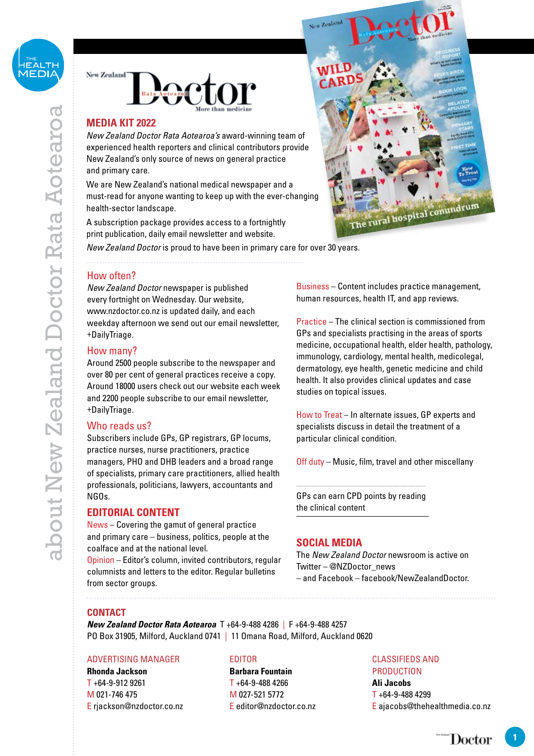# MEDIA KIT 2022

*New Zealand Doctor Rata Aotearoa's* award-winning team of experienced health reporters and clinical contributors provide New Zealand's only source of news on general practice and primary care.

We are New Zealand's national medical newspaper and a must-read for anyone wanting to keep up with the ever-changing health-sector landscape.

A subscription package provides access to a fortnightly print publication, daily email newsletter and website.

*New Zealand Doctor* is proud to have been in primary care for over 30 years.

## How often?

*New Zealand Doctor* newspaper is published every fortnight on Wednesday. Our website, www.nzdoctor.co.nz is updated daily, and each weekday afternoon we send out our email newsletter, +DailyTriage.

## How many?

Around 2500 people subscribe to the newspaper and over 80 per cent of general practices receive a copy. Around 18000 users check out our website each week and 2200 people subscribe to our email newsletter, +DailyTriage.

## Who reads us?

Subscribers include GPs, GP registrars, GP locums, practice nurses, nurse practitioners, practice managers, PHO and DHB leaders and a broad range of specialists, primary care practitioners, allied health professionals, politicians, lawyers, accountants and NGOs.

## EDITORIAL CONTENT

News – Covering the gamut of general practice and primary care – business, politics, people at the coalface and at the national level.

Opinion – Editor's column, invited contributors, regular columnists and letters to the editor. Regular bulletins from sector groups.

Business – Content includes practice management, human resources, health IT, and app reviews.

Practice – The clinical section is commissioned from GPs and specialists practising in the areas of sports medicine, occupational health, elder health, pathology, immunology, cardiology, mental health, medicolegal, dermatology, eye health, genetic medicine and child health. It also provides clinical updates and case studies on topical issues.

How to Treat – In alternate issues, GP experts and specialists discuss in detail the treatment of a particular clinical condition.

Off duty – Music, film, travel and other miscellany

GPs can earn CPD points by reading the clinical content

## SOCIAL MEDIA

The *New Zealand Doctor* newsroom is active on Twitter – @NZDoctor_news – and Facebook – facebook/NewZealandDoctor.

## CONTACT

***New Zealand Doctor Rata Aotearoa*** T +64-9-488 4286 | F +64-9-488 4257
PO Box 31905, Milford, Auckland 0741 | 11 Omana Road, Milford, Auckland 0620

ADVERTISING MANAGER
**Rhonda Jackson**
T +64-9-912 9261
M 021-746 475
E rjackson@nzdoctor.co.nz

EDITOR
**Barbara Fountain**
T +64-9-488 4266
M 027-521 5772
E editor@nzdoctor.co.nz

CLASSIFIEDS AND PRODUCTION
**Ali Jacobs**
T +64-9-488 4299
E ajacobs@thehealthmedia.co.nz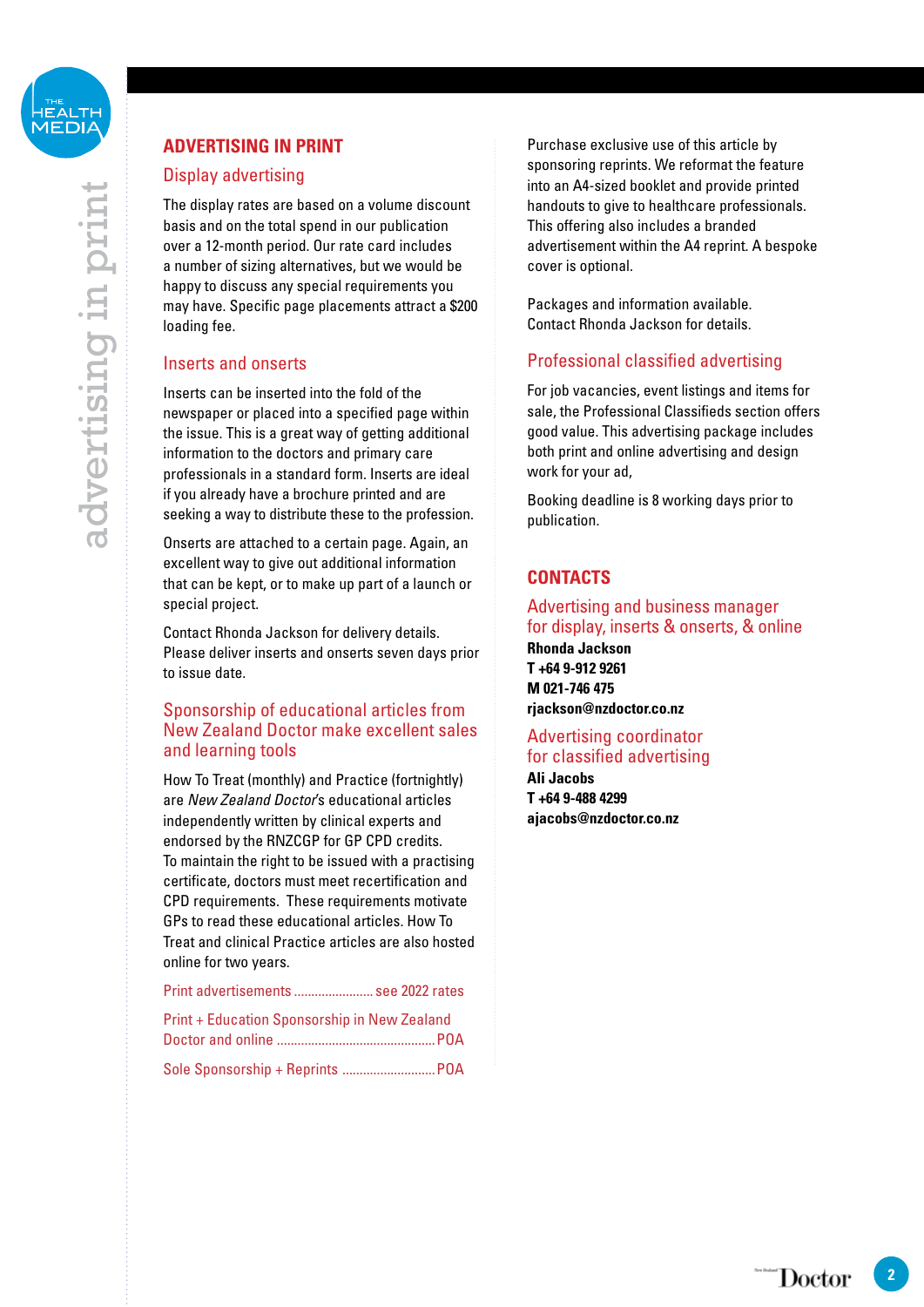# ADVERTISING IN PRINT

## Display advertising

The display rates are based on a volume discount basis and on the total spend in our publication over a 12-month period. Our rate card includes a number of sizing alternatives, but we would be happy to discuss any special requirements you may have. Specific page placements attract a $200 loading fee.

## Inserts and onserts

Inserts can be inserted into the fold of the newspaper or placed into a specified page within the issue. This is a great way of getting additional information to the doctors and primary care professionals in a standard form. Inserts are ideal if you already have a brochure printed and are seeking a way to distribute these to the profession.

Onserts are attached to a certain page. Again, an excellent way to give out additional information that can be kept, or to make up part of a launch or special project.

Contact Rhonda Jackson for delivery details. Please deliver inserts and onserts seven days prior to issue date.

## Sponsorship of educational articles from New Zealand Doctor make excellent sales and learning tools

How To Treat (monthly) and Practice (fortnightly) are *New Zealand Doctor*'s educational articles independently written by clinical experts and endorsed by the RNZCGP for GP CPD credits. To maintain the right to be issued with a practising certificate, doctors must meet recertification and CPD requirements. These requirements motivate GPs to read these educational articles. How To Treat and clinical Practice articles are also hosted online for two years.

Print advertisements ........................ see 2022 rates

Print + Education Sponsorship in New Zealand Doctor and online ............................................. POA

Sole Sponsorship + Reprints .......................... POA

Purchase exclusive use of this article by sponsoring reprints. We reformat the feature into an A4-sized booklet and provide printed handouts to give to healthcare professionals. This offering also includes a branded advertisement within the A4 reprint. A bespoke cover is optional.

Packages and information available. Contact Rhonda Jackson for details.

## Professional classified advertising

For job vacancies, event listings and items for sale, the Professional Classifieds section offers good value. This advertising package includes both print and online advertising and design work for your ad,

Booking deadline is 8 working days prior to publication.

# CONTACTS

## Advertising and business manager for display, inserts & onserts, & online

**Rhonda Jackson**
**T +64 9-912 9261**
**M 021-746 475**
**rjackson@nzdoctor.co.nz**

## Advertising coordinator for classified advertising

**Ali Jacobs**
**T +64 9-488 4299**
**ajacobs@nzdoctor.co.nz**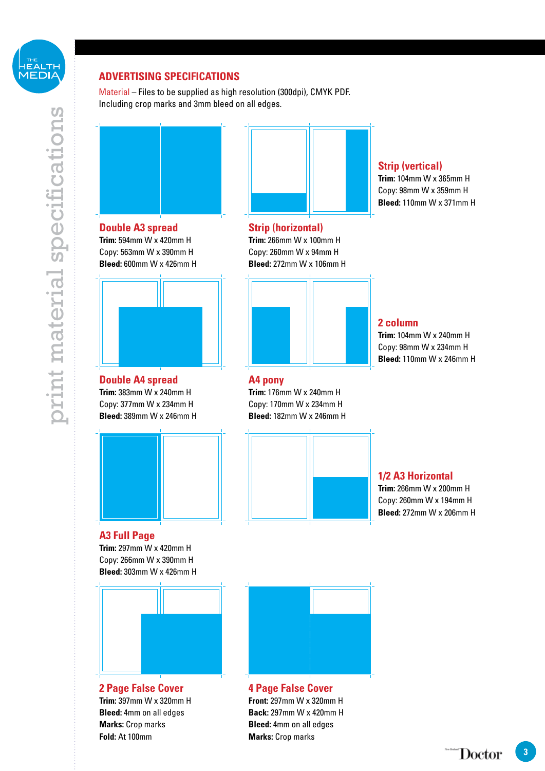## ADVERTISING SPECIFICATIONS

Material – Files to be supplied as high resolution (300dpi), CMYK PDF. Including crop marks and 3mm bleed on all edges.

### Double A3 spread

**Trim:** 594mm W x 420mm H
Copy: 563mm W x 390mm H
**Bleed:** 600mm W x 426mm H

### Strip (horizontal)

**Trim:** 266mm W x 100mm H
Copy: 260mm W x 94mm H
**Bleed:** 272mm W x 106mm H

### Strip (vertical)

**Trim:** 104mm W x 365mm H
Copy: 98mm W x 359mm H
**Bleed:** 110mm W x 371mm H

### Double A4 spread

**Trim:** 383mm W x 240mm H
Copy: 377mm W x 234mm H
**Bleed:** 389mm W x 246mm H

### A4 pony

**Trim:** 176mm W x 240mm H
Copy: 170mm W x 234mm H
**Bleed:** 182mm W x 246mm H

### 2 column

**Trim:** 104mm W x 240mm H
Copy: 98mm W x 234mm H
**Bleed:** 110mm W x 246mm H

### A3 Full Page

**Trim:** 297mm W x 420mm H
Copy: 266mm W x 390mm H
**Bleed:** 303mm W x 426mm H

### 1/2 A3 Horizontal

**Trim:** 266mm W x 200mm H
Copy: 260mm W x 194mm H
**Bleed:** 272mm W x 206mm H

### 2 Page False Cover

**Trim:** 397mm W x 320mm H
**Bleed:** 4mm on all edges
**Marks:** Crop marks
**Fold:** At 100mm

### 4 Page False Cover

**Front:** 297mm W x 320mm H
**Back:** 297mm W x 420mm H
**Bleed:** 4mm on all edges
**Marks:** Crop marks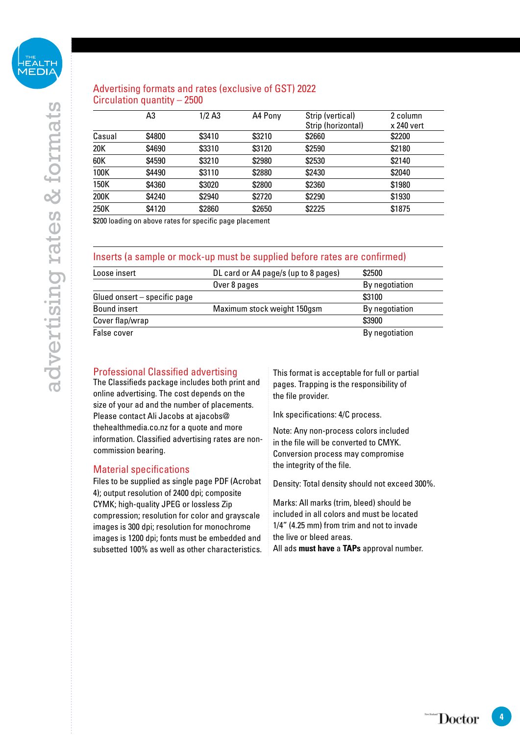## Advertising formats and rates (exclusive of GST) 2022
## Circulation quantity – 2500

| | A3 | 1/2 A3 | A4 Pony | Strip (vertical) Strip (horizontal) | 2 column x 240 vert |
|---|---|---|---|---|---|
| Casual | $4800 | $3410 | $3210 | $2660 | $2200 |
| 20K | $4690 | $3310 | $3120 | $2590 | $2180 |
| 60K | $4590 | $3210 | $2980 | $2530 | $2140 |
| 100K | $4490 | $3110 | $2880 | $2430 | $2040 |
| 150K | $4360 | $3020 | $2800 | $2360 | $1980 |
| 200K | $4240 | $2940 | $2720 | $2290 | $1930 |
| 250K | $4120 | $2860 | $2650 | $2225 | $1875 |

$200 loading on above rates for specific page placement

## Inserts (a sample or mock-up must be supplied before rates are confirmed)

| | | |
|---|---|---|
| Loose insert | DL card or A4 page/s (up to 8 pages) | $2500 |
| | Over 8 pages | By negotiation |
| Glued onsert – specific page | | $3100 |
| Bound insert | Maximum stock weight 150gsm | By negotiation |
| Cover flap/wrap | | $3900 |
| False cover | | By negotiation |

## Professional Classified advertising

The Classifieds package includes both print and online advertising. The cost depends on the size of your ad and the number of placements. Please contact Ali Jacobs at ajacobs@thehealthmedia.co.nz for a quote and more information. Classified advertising rates are non-commission bearing.

## Material specifications

Files to be supplied as single page PDF (Acrobat 4); output resolution of 2400 dpi; composite CYMK; high-quality JPEG or lossless Zip compression; resolution for color and grayscale images is 300 dpi; resolution for monochrome images is 1200 dpi; fonts must be embedded and subsetted 100% as well as other characteristics.

This format is acceptable for full or partial pages. Trapping is the responsibility of the file provider.

Ink specifications: 4/C process.

Note: Any non-process colors included in the file will be converted to CMYK. Conversion process may compromise the integrity of the file.

Density: Total density should not exceed 300%.

Marks: All marks (trim, bleed) should be included in all colors and must be located 1/4" (4.25 mm) from trim and not to invade the live or bleed areas.

All ads **must have** a **TAPs** approval number.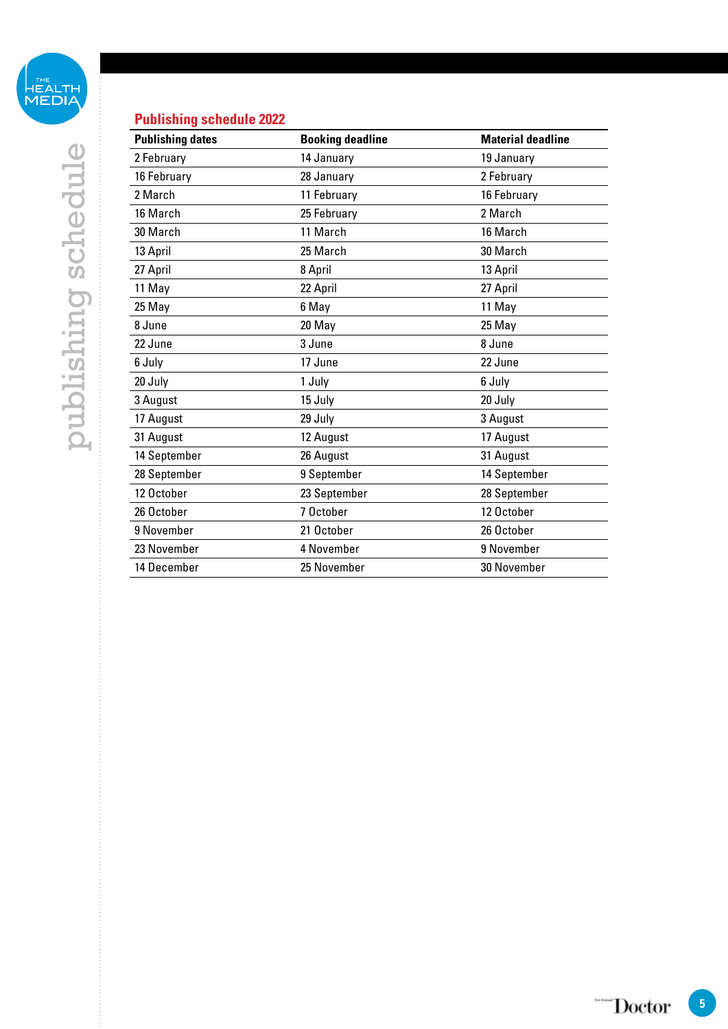## Publishing schedule 2022

| Publishing dates | Booking deadline | Material deadline |
|---|---|---|
| 2 February | 14 January | 19 January |
| 16 February | 28 January | 2 February |
| 2 March | 11 February | 16 February |
| 16 March | 25 February | 2 March |
| 30 March | 11 March | 16 March |
| 13 April | 25 March | 30 March |
| 27 April | 8 April | 13 April |
| 11 May | 22 April | 27 April |
| 25 May | 6 May | 11 May |
| 8 June | 20 May | 25 May |
| 22 June | 3 June | 8 June |
| 6 July | 17 June | 22 June |
| 20 July | 1 July | 6 July |
| 3 August | 15 July | 20 July |
| 17 August | 29 July | 3 August |
| 31 August | 12 August | 17 August |
| 14 September | 26 August | 31 August |
| 28 September | 9 September | 14 September |
| 12 October | 23 September | 28 September |
| 26 October | 7 October | 12 October |
| 9 November | 21 October | 26 October |
| 23 November | 4 November | 9 November |
| 14 December | 25 November | 30 November |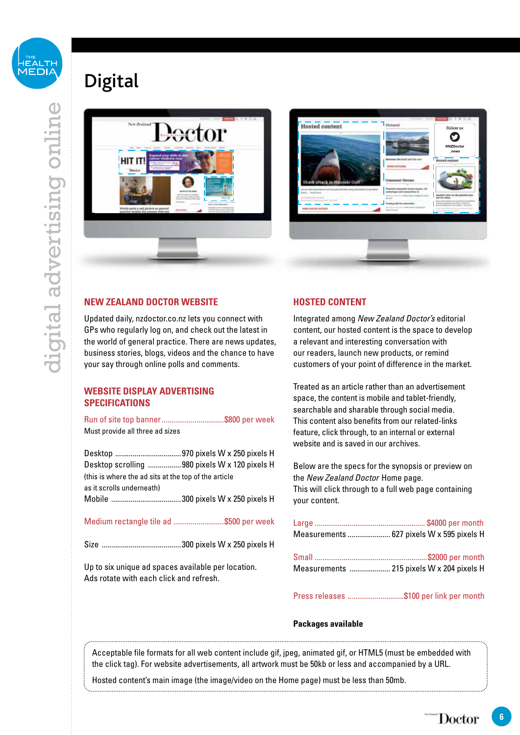# Digital

## NEW ZEALAND DOCTOR WEBSITE

Updated daily, nzdoctor.co.nz lets you connect with GPs who regularly log on, and check out the latest in the world of general practice. There are news updates, business stories, blogs, videos and the chance to have your say through online polls and comments.

## WEBSITE DISPLAY ADVERTISING SPECIFICATIONS

Run of site top banner ................................ $800 per week

Must provide all three ad sizes

Desktop .................................. 970 pixels W x 250 pixels H

Desktop scrolling ................. 980 pixels W x 120 pixels H

(this is where the ad sits at the top of the article as it scrolls underneath)

Mobile .................................... 300 pixels W x 250 pixels H

Medium rectangle tile ad .......................... $500 per week

Size ......................................... 300 pixels W x 250 pixels H

Up to six unique ad spaces available per location. Ads rotate with each click and refresh.

## HOSTED CONTENT

Integrated among *New Zealand Doctor's* editorial content, our hosted content is the space to develop a relevant and interesting conversation with our readers, launch new products, or remind customers of your point of difference in the market.

Treated as an article rather than an advertisement space, the content is mobile and tablet-friendly, searchable and sharable through social media. This content also benefits from our related-links feature, click through, to an internal or external website and is saved in our archives.

Below are the specs for the synopsis or preview on the *New Zealand Doctor* Home page.
This will click through to a full web page containing your content.

Large ......................................................... $4000 per month

Measurements ...................... 627 pixels W x 595 pixels H

Small .......................................................... $2000 per month

Measurements ..................... 215 pixels W x 204 pixels H

Press releases ............................. $100 per link per month

**Packages available**

Acceptable file formats for all web content include gif, jpeg, animated gif, or HTML5 (must be embedded with the click tag). For website advertisements, all artwork must be 50kb or less and accompanied by a URL.

Hosted content's main image (the image/video on the Home page) must be less than 50mb.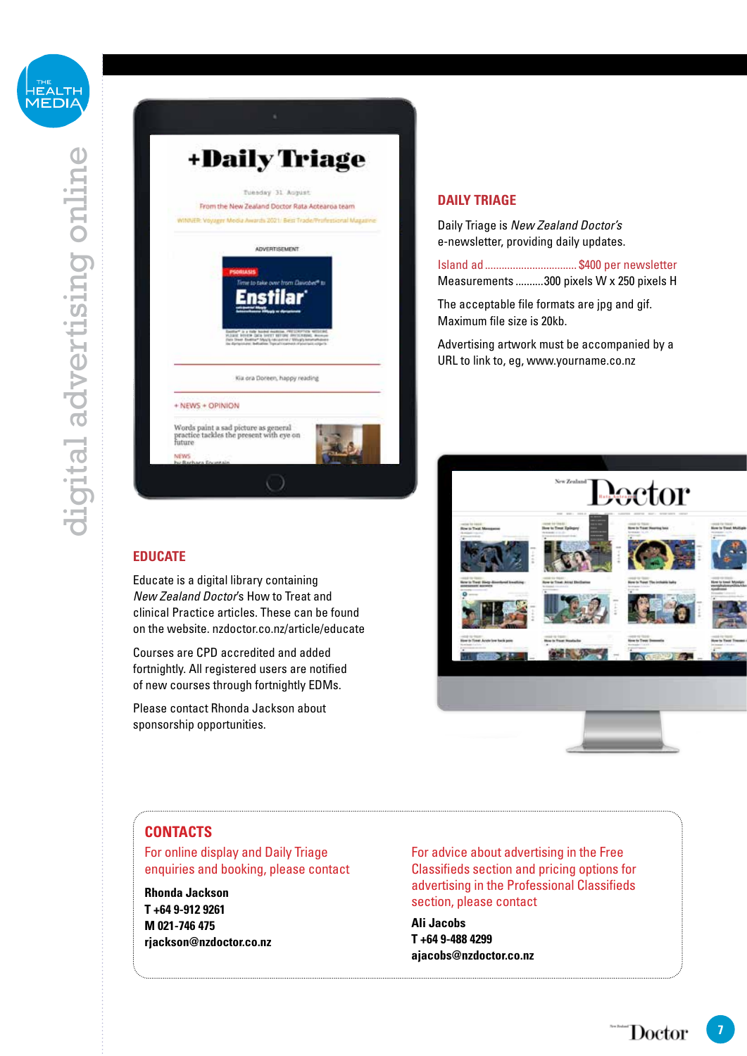digital advertising online

## DAILY TRIAGE

Daily Triage is *New Zealand Doctor's* e-newsletter, providing daily updates.

Island ad ................................ $400 per newsletter
Measurements ..........300 pixels W x 250 pixels H

The acceptable file formats are jpg and gif. Maximum file size is 20kb.

Advertising artwork must be accompanied by a URL to link to, eg, www.yourname.co.nz

## EDUCATE

Educate is a digital library containing *New Zealand Doctor's* How to Treat and clinical Practice articles. These can be found on the website. nzdoctor.co.nz/article/educate

Courses are CPD accredited and added fortnightly. All registered users are notified of new courses through fortnightly EDMs.

Please contact Rhonda Jackson about sponsorship opportunities.

## CONTACTS

For online display and Daily Triage enquiries and booking, please contact

**Rhonda Jackson**
**T +64 9-912 9261**
**M 021-746 475**
**rjackson@nzdoctor.co.nz**

For advice about advertising in the Free Classifieds section and pricing options for advertising in the Professional Classifieds section, please contact

**Ali Jacobs**
**T +64 9-488 4299**
**ajacobs@nzdoctor.co.nz**